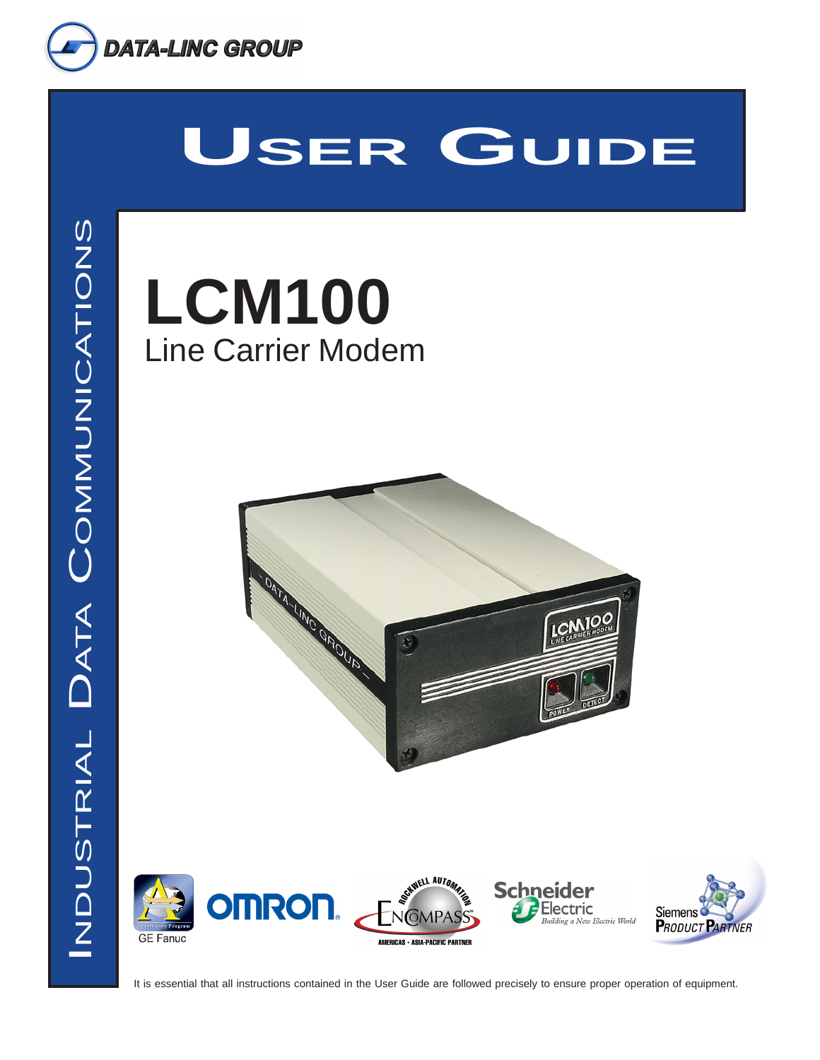DATA-LINC GROUP

# User Guide

Industrial Data Communications

# LCM100

## Line Carrier Modem

GE Fanuc

It is essential that all instructions contained in the User Guide are followed precisely to ensure proper operation of equipment.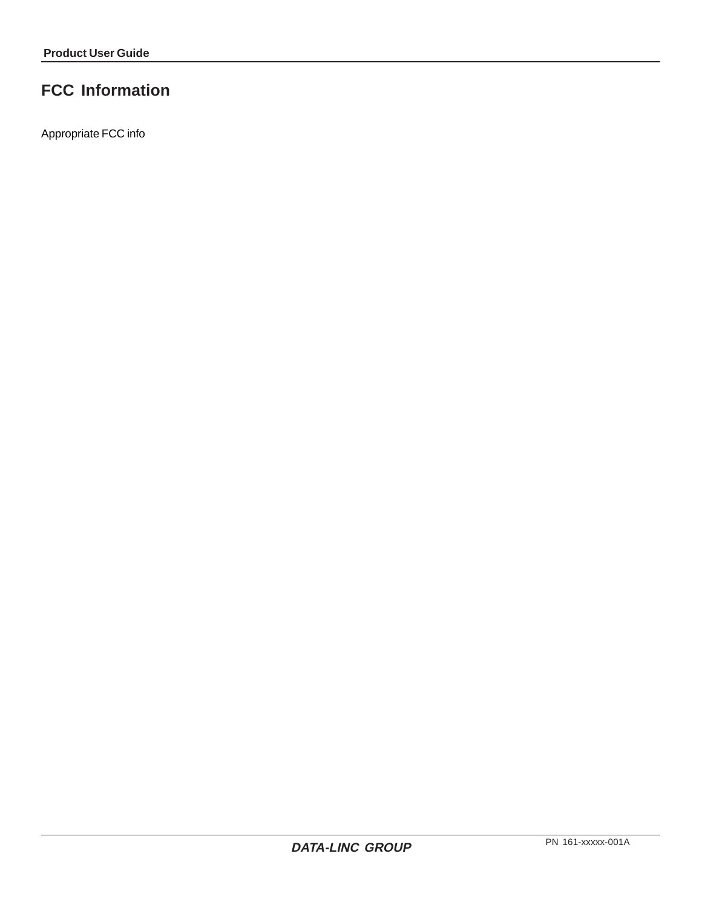# FCC Information

Appropriate FCC info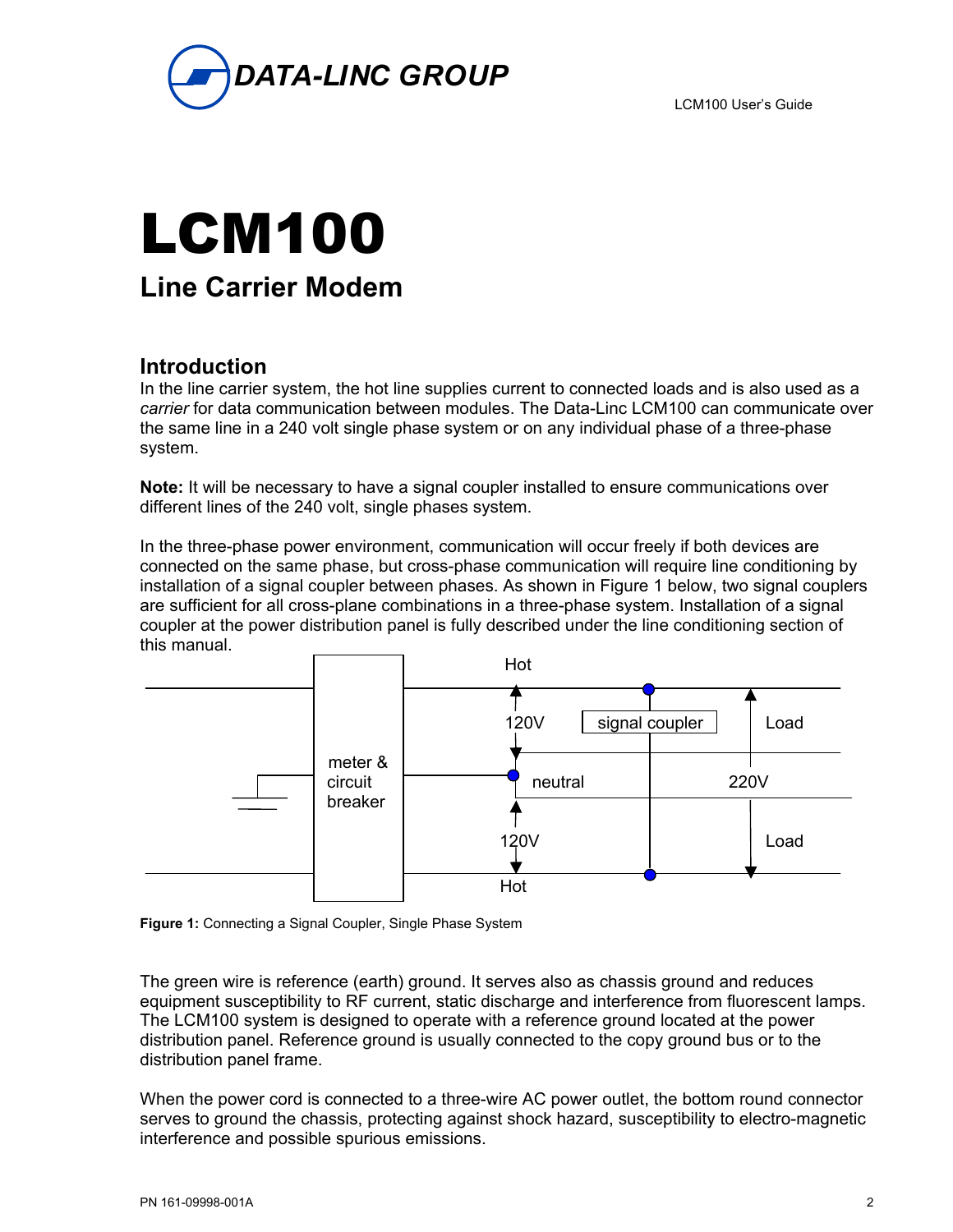# LCM100

## Line Carrier Modem

### Introduction

In the line carrier system, the hot line supplies current to connected loads and is also used as a *carrier* for data communication between modules. The Data-Linc LCM100 can communicate over the same line in a 240 volt single phase system or on any individual phase of a three-phase system.

**Note:** It will be necessary to have a signal coupler installed to ensure communications over different lines of the 240 volt, single phases system.

In the three-phase power environment, communication will occur freely if both devices are connected on the same phase, but cross-phase communication will require line conditioning by installation of a signal coupler between phases. As shown in Figure 1 below, two signal couplers are sufficient for all cross-plane combinations in a three-phase system. Installation of a signal coupler at the power distribution panel is fully described under the line conditioning section of this manual.

Hot

120V

signal coupler

Load

meter & circuit breaker

neutral

220V

120V

Load

Hot

**Figure 1:** Connecting a Signal Coupler, Single Phase System

The green wire is reference (earth) ground. It serves also as chassis ground and reduces equipment susceptibility to RF current, static discharge and interference from fluorescent lamps. The LCM100 system is designed to operate with a reference ground located at the power distribution panel. Reference ground is usually connected to the copy ground bus or to the distribution panel frame.

When the power cord is connected to a three-wire AC power outlet, the bottom round connector serves to ground the chassis, protecting against shock hazard, susceptibility to electro-magnetic interference and possible spurious emissions.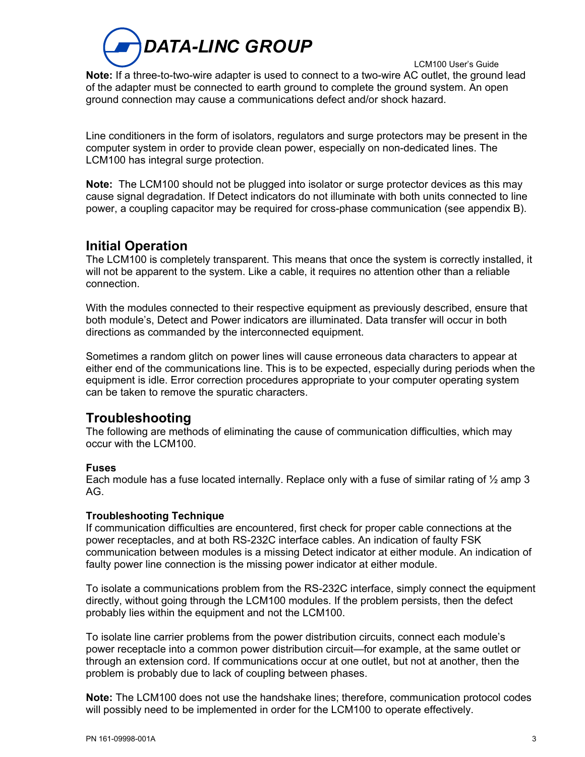**Note:** If a three-to-two-wire adapter is used to connect to a two-wire AC outlet, the ground lead of the adapter must be connected to earth ground to complete the ground system. An open ground connection may cause a communications defect and/or shock hazard.

Line conditioners in the form of isolators, regulators and surge protectors may be present in the computer system in order to provide clean power, especially on non-dedicated lines. The LCM100 has integral surge protection.

**Note:** The LCM100 should not be plugged into isolator or surge protector devices as this may cause signal degradation. If Detect indicators do not illuminate with both units connected to line power, a coupling capacitor may be required for cross-phase communication (see appendix B).

## Initial Operation

The LCM100 is completely transparent. This means that once the system is correctly installed, it will not be apparent to the system. Like a cable, it requires no attention other than a reliable connection.

With the modules connected to their respective equipment as previously described, ensure that both module's, Detect and Power indicators are illuminated. Data transfer will occur in both directions as commanded by the interconnected equipment.

Sometimes a random glitch on power lines will cause erroneous data characters to appear at either end of the communications line. This is to be expected, especially during periods when the equipment is idle. Error correction procedures appropriate to your computer operating system can be taken to remove the spuratic characters.

## Troubleshooting

The following are methods of eliminating the cause of communication difficulties, which may occur with the LCM100.

### Fuses

Each module has a fuse located internally. Replace only with a fuse of similar rating of ½ amp 3 AG.

### Troubleshooting Technique

If communication difficulties are encountered, first check for proper cable connections at the power receptacles, and at both RS-232C interface cables. An indication of faulty FSK communication between modules is a missing Detect indicator at either module. An indication of faulty power line connection is the missing power indicator at either module.

To isolate a communications problem from the RS-232C interface, simply connect the equipment directly, without going through the LCM100 modules. If the problem persists, then the defect probably lies within the equipment and not the LCM100.

To isolate line carrier problems from the power distribution circuits, connect each module's power receptacle into a common power distribution circuit—for example, at the same outlet or through an extension cord. If communications occur at one outlet, but not at another, then the problem is probably due to lack of coupling between phases.

**Note:** The LCM100 does not use the handshake lines; therefore, communication protocol codes will possibly need to be implemented in order for the LCM100 to operate effectively.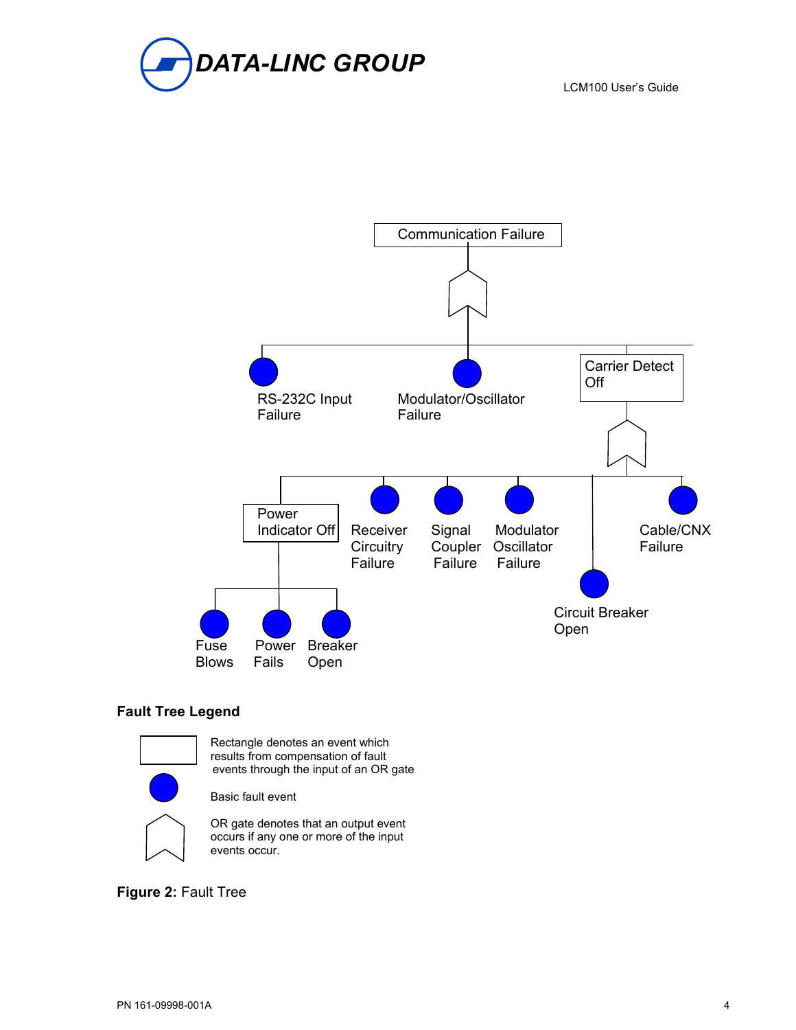Communication Failure

RS-232C Input Failure

Modulator/Oscillator Failure

Carrier Detect Off

Power Indicator Off

Receiver Circuitry Failure

Signal Coupler Failure

Modulator Oscillator Failure

Cable/CNX Failure

Circuit Breaker Open

Fuse Blows

Power Fails

Breaker Open

**Fault Tree Legend**

Rectangle denotes an event which results from compensation of fault events through the input of an OR gate

Basic fault event

OR gate denotes that an output event occurs if any one or more of the input events occur.

**Figure 2:** Fault Tree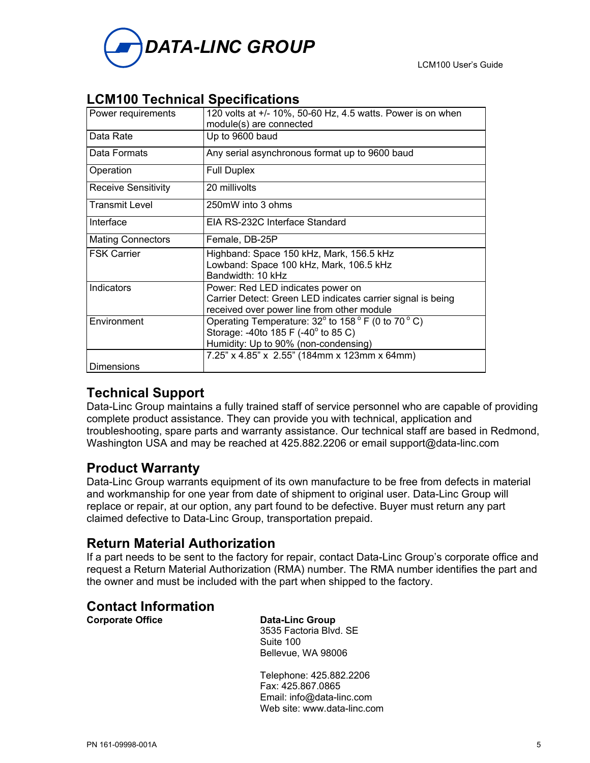## LCM100 Technical Specifications

| | |
|---|---|
| Power requirements | 120 volts at +/- 10%, 50-60 Hz, 4.5 watts. Power is on when module(s) are connected |
| Data Rate | Up to 9600 baud |
| Data Formats | Any serial asynchronous format up to 9600 baud |
| Operation | Full Duplex |
| Receive Sensitivity | 20 millivolts |
| Transmit Level | 250mW into 3 ohms |
| Interface | EIA RS-232C Interface Standard |
| Mating Connectors | Female, DB-25P |
| FSK Carrier | Highband: Space 150 kHz, Mark, 156.5 kHz<br>Lowband: Space 100 kHz, Mark, 106.5 kHz<br>Bandwidth: 10 kHz |
| Indicators | Power: Red LED indicates power on<br>Carrier Detect: Green LED indicates carrier signal is being received over power line from other module |
| Environment | Operating Temperature: 32° to 158° F (0 to 70° C)<br>Storage: -40to 185 F (-40° to 85 C)<br>Humidity: Up to 90% (non-condensing) |
| Dimensions | 7.25” x 4.85” x 2.55” (184mm x 123mm x 64mm) |

## Technical Support

Data-Linc Group maintains a fully trained staff of service personnel who are capable of providing complete product assistance. They can provide you with technical, application and troubleshooting, spare parts and warranty assistance. Our technical staff are based in Redmond, Washington USA and may be reached at 425.882.2206 or email support@data-linc.com

## Product Warranty

Data-Linc Group warrants equipment of its own manufacture to be free from defects in material and workmanship for one year from date of shipment to original user. Data-Linc Group will replace or repair, at our option, any part found to be defective. Buyer must return any part claimed defective to Data-Linc Group, transportation prepaid.

## Return Material Authorization

If a part needs to be sent to the factory for repair, contact Data-Linc Group’s corporate office and request a Return Material Authorization (RMA) number. The RMA number identifies the part and the owner and must be included with the part when shipped to the factory.

## Contact Information

**Corporate Office**

**Data-Linc Group**
3535 Factoria Blvd. SE
Suite 100
Bellevue, WA 98006

Telephone: 425.882.2206
Fax: 425.867.0865
Email: info@data-linc.com
Web site: www.data-linc.com

PN 161-09998-001A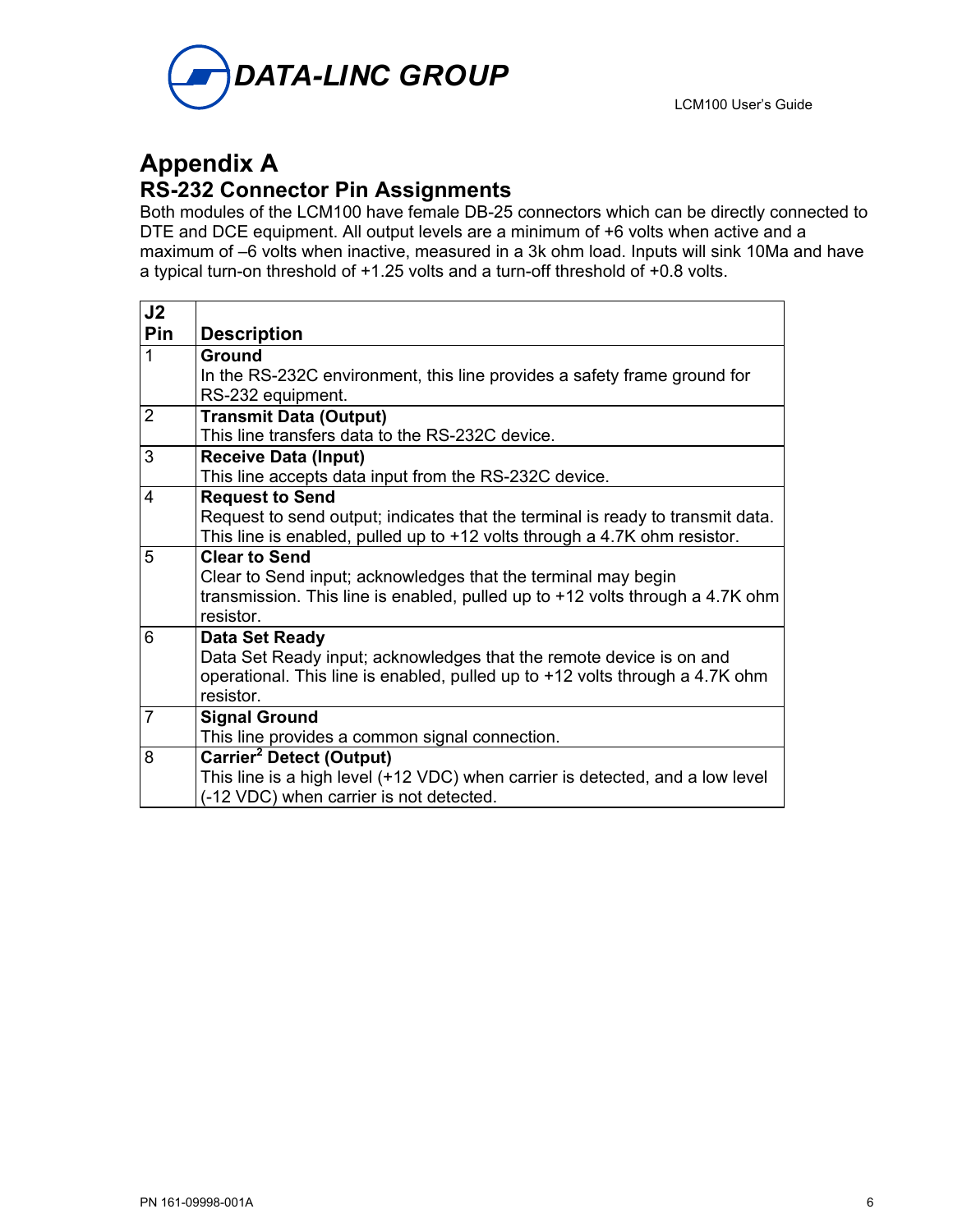# Appendix A

## RS-232 Connector Pin Assignments

Both modules of the LCM100 have female DB-25 connectors which can be directly connected to DTE and DCE equipment. All output levels are a minimum of +6 volts when active and a maximum of –6 volts when inactive, measured in a 3k ohm load. Inputs will sink 10Ma and have a typical turn-on threshold of +1.25 volts and a turn-off threshold of +0.8 volts.

| J2 Pin | Description |
|---|---|
| 1 | **Ground**<br>In the RS-232C environment, this line provides a safety frame ground for RS-232 equipment. |
| 2 | **Transmit Data (Output)**<br>This line transfers data to the RS-232C device. |
| 3 | **Receive Data (Input)**<br>This line accepts data input from the RS-232C device. |
| 4 | **Request to Send**<br>Request to send output; indicates that the terminal is ready to transmit data. This line is enabled, pulled up to +12 volts through a 4.7K ohm resistor. |
| 5 | **Clear to Send**<br>Clear to Send input; acknowledges that the terminal may begin transmission. This line is enabled, pulled up to +12 volts through a 4.7K ohm resistor. |
| 6 | **Data Set Ready**<br>Data Set Ready input; acknowledges that the remote device is on and operational. This line is enabled, pulled up to +12 volts through a 4.7K ohm resistor. |
| 7 | **Signal Ground**<br>This line provides a common signal connection. |
| 8 | **Carrier[2] Detect (Output)**<br>This line is a high level (+12 VDC) when carrier is detected, and a low level (-12 VDC) when carrier is not detected. |

PN 161-09998-001A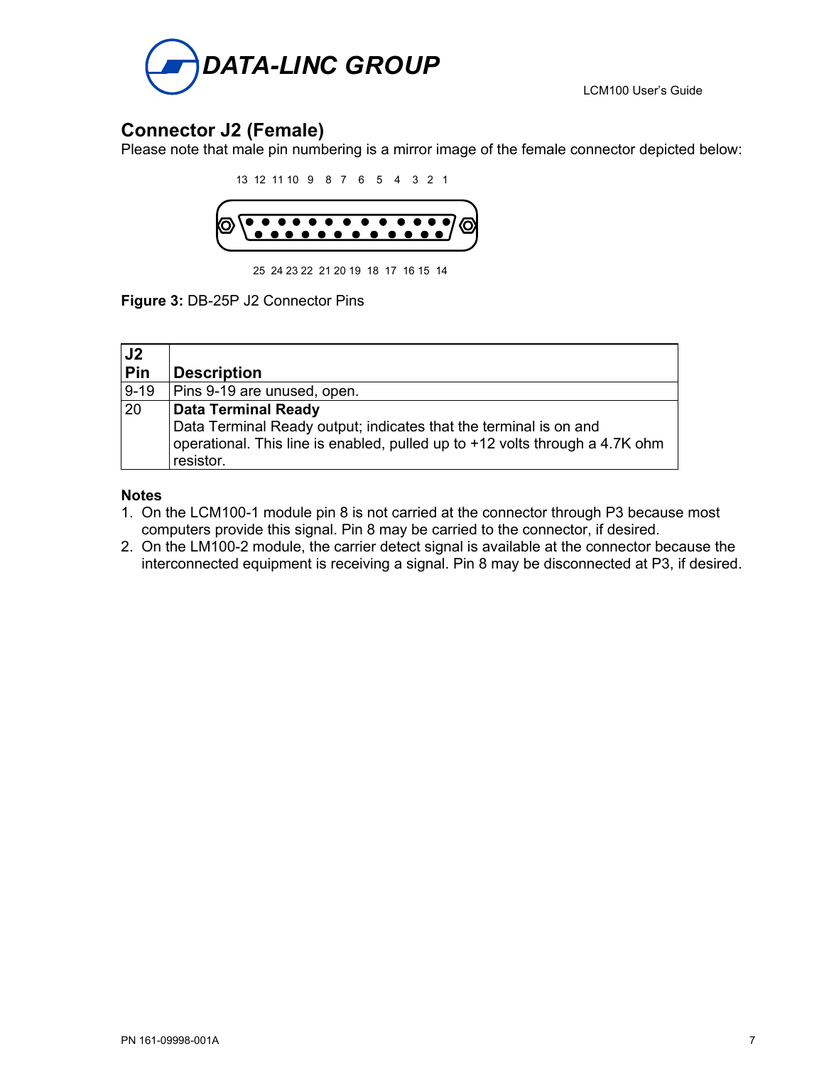## Connector J2 (Female)

Please note that male pin numbering is a mirror image of the female connector depicted below:

13 12 11 10 9 8 7 6 5 4 3 2 1

25 24 23 22 21 20 19 18 17 16 15 14

**Figure 3:** DB-25P J2 Connector Pins

| J2 Pin | Description |
|---|---|
| 9-19 | Pins 9-19 are unused, open. |
| 20 | **Data Terminal Ready**<br>Data Terminal Ready output; indicates that the terminal is on and operational. This line is enabled, pulled up to +12 volts through a 4.7K ohm resistor. |

**Notes**

1. On the LCM100-1 module pin 8 is not carried at the connector through P3 because most computers provide this signal. Pin 8 may be carried to the connector, if desired.
2. On the LM100-2 module, the carrier detect signal is available at the connector because the interconnected equipment is receiving a signal. Pin 8 may be disconnected at P3, if desired.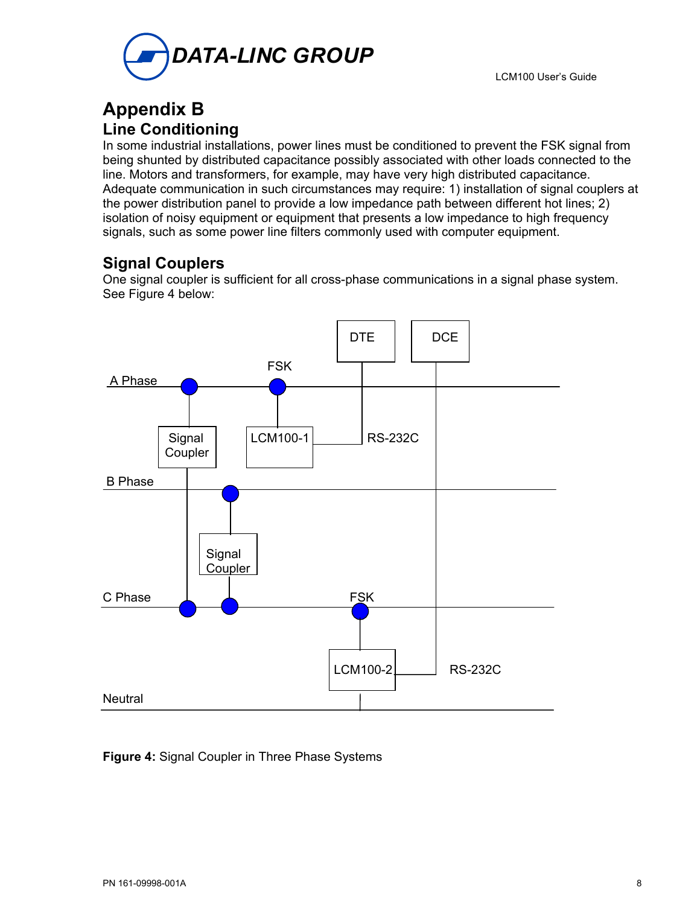# Appendix B

## Line Conditioning

In some industrial installations, power lines must be conditioned to prevent the FSK signal from being shunted by distributed capacitance possibly associated with other loads connected to the line. Motors and transformers, for example, may have very high distributed capacitance. Adequate communication in such circumstances may require: 1) installation of signal couplers at the power distribution panel to provide a low impedance path between different hot lines; 2) isolation of noisy equipment or equipment that presents a low impedance to high frequency signals, such as some power line filters commonly used with computer equipment.

## Signal Couplers

One signal coupler is sufficient for all cross-phase communications in a signal phase system. See Figure 4 below:

**Figure 4:** Signal Coupler in Three Phase Systems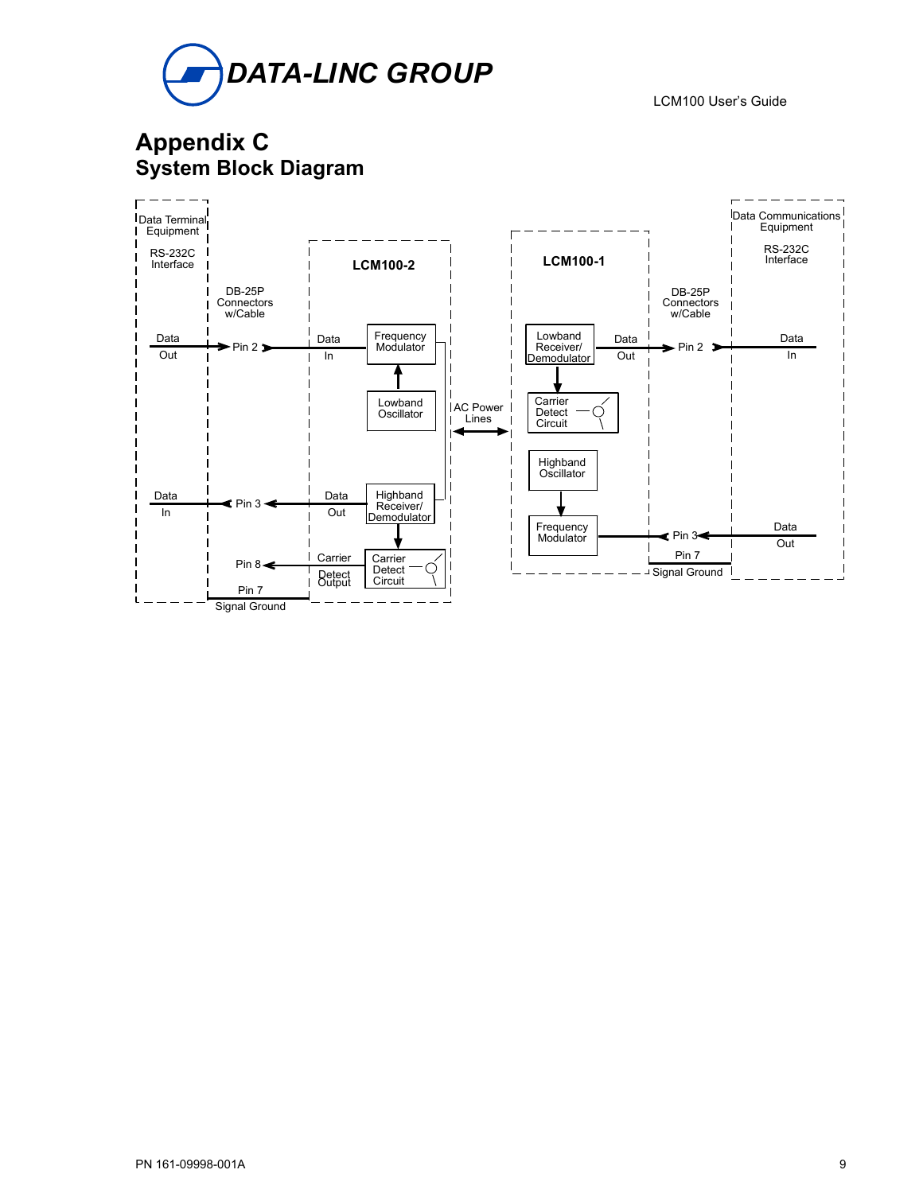# Appendix C

## System Block Diagram

Data Terminal Equipment

RS-232C Interface

DB-25P Connectors w/Cable

LCM100-2

LCM100-1

Data Communications Equipment

RS-232C Interface

DB-25P Connectors w/Cable

Data Out

Pin 2

Data In

Frequency Modulator

Lowband Oscillator

AC Power Lines

Lowband Receiver/ Demodulator

Data Out

Pin 2

Data In

Carrier Detect Circuit

Highband Oscillator

Data In

Pin 3

Data Out

Highband Receiver/ Demodulator

Frequency Modulator

Pin 3

Data Out

Pin 7

Signal Ground

Pin 8

Carrier Detect Output

Carrier Detect Circuit

Pin 7

Signal Ground